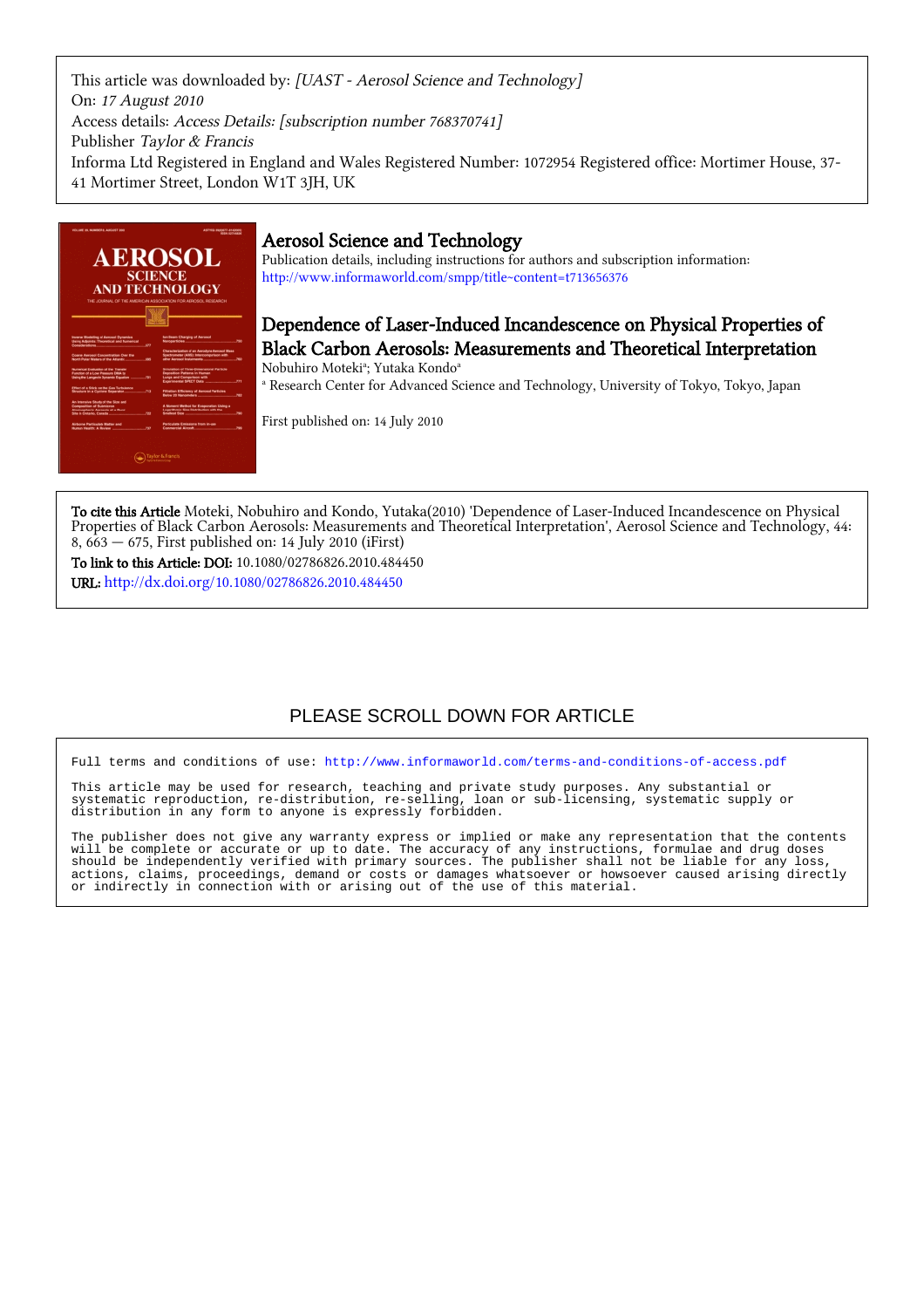This article was downloaded by: *[UAST - Aerosol Science and Technology]*
On: *17 August 2010*
Access details: *Access Details: [subscription number 768370741]*
Publisher *Taylor & Francis*
Informa Ltd Registered in England and Wales Registered Number: 1072954 Registered office: Mortimer House, 37-41 Mortimer Street, London W1T 3JH, UK

## Aerosol Science and Technology

Publication details, including instructions for authors and subscription information:
http://www.informaworld.com/smpp/title~content=t713656376

# Dependence of Laser-Induced Incandescence on Physical Properties of Black Carbon Aerosols: Measurements and Theoretical Interpretation

Nobuhiro Moteki[a]; Yutaka Kondo[a]

[a] Research Center for Advanced Science and Technology, University of Tokyo, Tokyo, Japan

First published on: 14 July 2010

**To cite this Article** Moteki, Nobuhiro and Kondo, Yutaka(2010) 'Dependence of Laser-Induced Incandescence on Physical Properties of Black Carbon Aerosols: Measurements and Theoretical Interpretation', Aerosol Science and Technology, 44: 8, 663 — 675, First published on: 14 July 2010 (iFirst)

**To link to this Article: DOI:** 10.1080/02786826.2010.484450

**URL:** http://dx.doi.org/10.1080/02786826.2010.484450

PLEASE SCROLL DOWN FOR ARTICLE

Full terms and conditions of use: http://www.informaworld.com/terms-and-conditions-of-access.pdf

This article may be used for research, teaching and private study purposes. Any substantial or systematic reproduction, re-distribution, re-selling, loan or sub-licensing, systematic supply or distribution in any form to anyone is expressly forbidden.

The publisher does not give any warranty express or implied or make any representation that the contents will be complete or accurate or up to date. The accuracy of any instructions, formulae and drug doses should be independently verified with primary sources. The publisher shall not be liable for any loss, actions, claims, proceedings, demand or costs or damages whatsoever or howsoever caused arising directly or indirectly in connection with or arising out of the use of this material.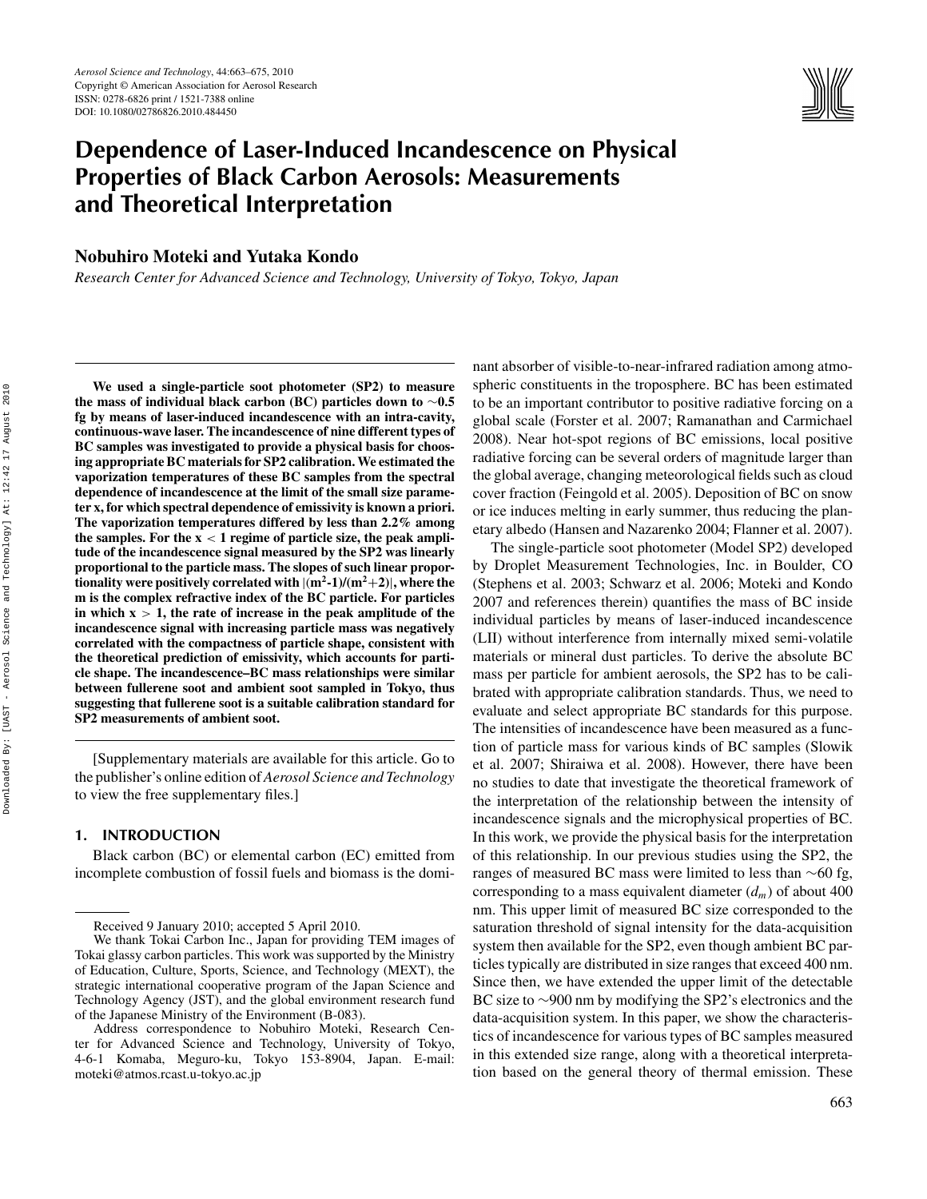# Dependence of Laser-Induced Incandescence on Physical Properties of Black Carbon Aerosols: Measurements and Theoretical Interpretation

**Nobuhiro Moteki and Yutaka Kondo**

*Research Center for Advanced Science and Technology, University of Tokyo, Tokyo, Japan*

**We used a single-particle soot photometer (SP2) to measure the mass of individual black carbon (BC) particles down to ∼0.5 fg by means of laser-induced incandescence with an intra-cavity, continuous-wave laser. The incandescence of nine different types of BC samples was investigated to provide a physical basis for choosing appropriate BC materials for SP2 calibration. We estimated the vaporization temperatures of these BC samples from the spectral dependence of incandescence at the limit of the small size parameter x, for which spectral dependence of emissivity is known a priori. The vaporization temperatures differed by less than 2.2% among the samples. For the $x < 1$ regime of particle size, the peak amplitude of the incandescence signal measured by the SP2 was linearly proportional to the particle mass. The slopes of such linear proportionality were positively correlated with $|(m^2\text{-}1)/(m^2+2)|$, where the m is the complex refractive index of the BC particle. For particles in which $x > 1$, the rate of increase in the peak amplitude of the incandescence signal with increasing particle mass was negatively correlated with the compactness of particle shape, consistent with the theoretical prediction of emissivity, which accounts for particle shape. The incandescence–BC mass relationships were similar between fullerene soot and ambient soot sampled in Tokyo, thus suggesting that fullerene soot is a suitable calibration standard for SP2 measurements of ambient soot.**

[Supplementary materials are available for this article. Go to the publisher's online edition of *Aerosol Science and Technology* to view the free supplementary files.]

## 1. INTRODUCTION

Black carbon (BC) or elemental carbon (EC) emitted from incomplete combustion of fossil fuels and biomass is the dominant absorber of visible-to-near-infrared radiation among atmospheric constituents in the troposphere. BC has been estimated to be an important contributor to positive radiative forcing on a global scale (Forster et al. 2007; Ramanathan and Carmichael 2008). Near hot-spot regions of BC emissions, local positive radiative forcing can be several orders of magnitude larger than the global average, changing meteorological fields such as cloud cover fraction (Feingold et al. 2005). Deposition of BC on snow or ice induces melting in early summer, thus reducing the planetary albedo (Hansen and Nazarenko 2004; Flanner et al. 2007).

The single-particle soot photometer (Model SP2) developed by Droplet Measurement Technologies, Inc. in Boulder, CO (Stephens et al. 2003; Schwarz et al. 2006; Moteki and Kondo 2007 and references therein) quantifies the mass of BC inside individual particles by means of laser-induced incandescence (LII) without interference from internally mixed semi-volatile materials or mineral dust particles. To derive the absolute BC mass per particle for ambient aerosols, the SP2 has to be calibrated with appropriate calibration standards. Thus, we need to evaluate and select appropriate BC standards for this purpose. The intensities of incandescence have been measured as a function of particle mass for various kinds of BC samples (Slowik et al. 2007; Shiraiwa et al. 2008). However, there have been no studies to date that investigate the theoretical framework of the interpretation of the relationship between the intensity of incandescence signals and the microphysical properties of BC. In this work, we provide the physical basis for the interpretation of this relationship. In our previous studies using the SP2, the ranges of measured BC mass were limited to less than ∼60 fg, corresponding to a mass equivalent diameter ($d_m$) of about 400 nm. This upper limit of measured BC size corresponded to the saturation threshold of signal intensity for the data-acquisition system then available for the SP2, even though ambient BC particles typically are distributed in size ranges that exceed 400 nm. Since then, we have extended the upper limit of the detectable BC size to ∼900 nm by modifying the SP2's electronics and the data-acquisition system. In this paper, we show the characteristics of incandescence for various types of BC samples measured in this extended size range, along with a theoretical interpretation based on the general theory of thermal emission. These

---

Received 9 January 2010; accepted 5 April 2010.

We thank Tokai Carbon Inc., Japan for providing TEM images of Tokai glassy carbon particles. This work was supported by the Ministry of Education, Culture, Sports, Science, and Technology (MEXT), the strategic international cooperative program of the Japan Science and Technology Agency (JST), and the global environment research fund of the Japanese Ministry of the Environment (B-083).

Address correspondence to Nobuhiro Moteki, Research Center for Advanced Science and Technology, University of Tokyo, 4-6-1 Komaba, Meguro-ku, Tokyo 153-8904, Japan. E-mail: moteki@atmos.rcast.u-tokyo.ac.jp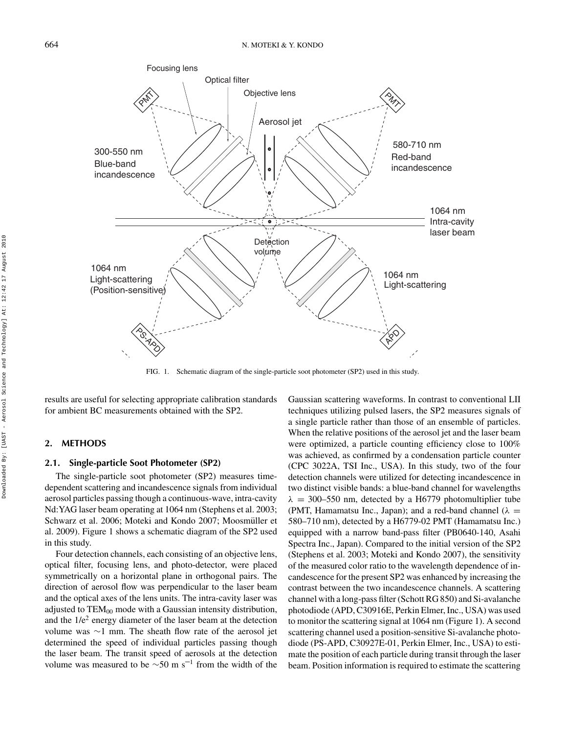FIG. 1. Schematic diagram of the single-particle soot photometer (SP2) used in this study.

results are useful for selecting appropriate calibration standards for ambient BC measurements obtained with the SP2.

## 2. METHODS

### 2.1. Single-particle Soot Photometer (SP2)

The single-particle soot photometer (SP2) measures time-dependent scattering and incandescence signals from individual aerosol particles passing though a continuous-wave, intra-cavity Nd:YAG laser beam operating at 1064 nm (Stephens et al. 2003; Schwarz et al. 2006; Moteki and Kondo 2007; Moosmüller et al. 2009). Figure 1 shows a schematic diagram of the SP2 used in this study.

Four detection channels, each consisting of an objective lens, optical filter, focusing lens, and photo-detector, were placed symmetrically on a horizontal plane in orthogonal pairs. The direction of aerosol flow was perpendicular to the laser beam and the optical axes of the lens units. The intra-cavity laser was adjusted to $TEM_{00}$ mode with a Gaussian intensity distribution, and the $1/e^2$ energy diameter of the laser beam at the detection volume was ∼1 mm. The sheath flow rate of the aerosol jet determined the speed of individual particles passing though the laser beam. The transit speed of aerosols at the detection volume was measured to be ∼50 m $s^{-1}$ from the width of the Gaussian scattering waveforms. In contrast to conventional LII techniques utilizing pulsed lasers, the SP2 measures signals of a single particle rather than those of an ensemble of particles. When the relative positions of the aerosol jet and the laser beam were optimized, a particle counting efficiency close to 100% was achieved, as confirmed by a condensation particle counter (CPC 3022A, TSI Inc., USA). In this study, two of the four detection channels were utilized for detecting incandescence in two distinct visible bands: a blue-band channel for wavelengths $\lambda$ = 300–550 nm, detected by a H6779 photomultiplier tube (PMT, Hamamatsu Inc., Japan); and a red-band channel ($\lambda$ = 580–710 nm), detected by a H6779-02 PMT (Hamamatsu Inc.) equipped with a narrow band-pass filter (PB0640-140, Asahi Spectra Inc., Japan). Compared to the initial version of the SP2 (Stephens et al. 2003; Moteki and Kondo 2007), the sensitivity of the measured color ratio to the wavelength dependence of incandescence for the present SP2 was enhanced by increasing the contrast between the two incandescence channels. A scattering channel with a long-pass filter (Schott RG 850) and Si-avalanche photodiode (APD, C30916E, Perkin Elmer, Inc., USA) was used to monitor the scattering signal at 1064 nm (Figure 1). A second scattering channel used a position-sensitive Si-avalanche photodiode (PS-APD, C30927E-01, Perkin Elmer, Inc., USA) to estimate the position of each particle during transit through the laser beam. Position information is required to estimate the scattering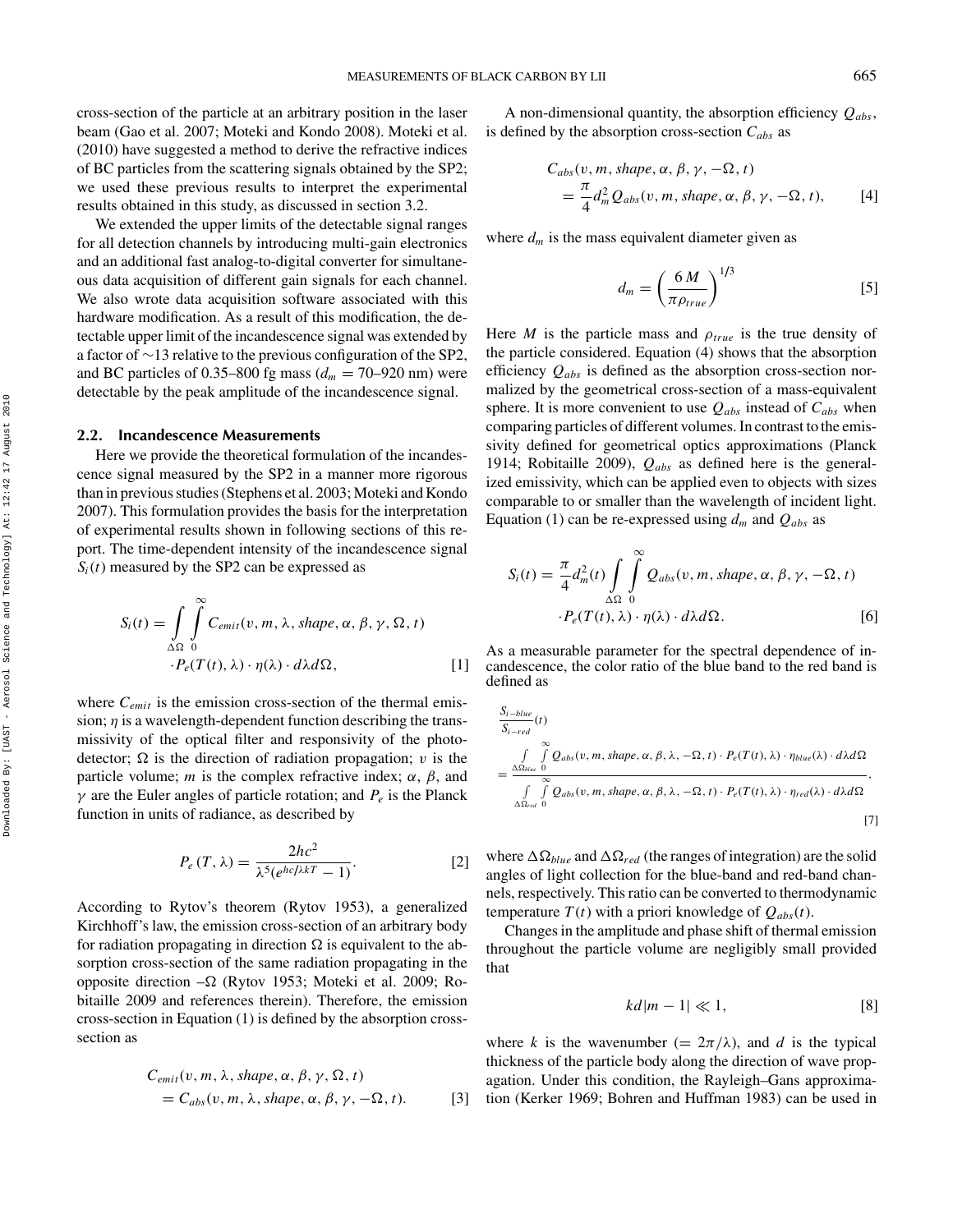cross-section of the particle at an arbitrary position in the laser beam (Gao et al. 2007; Moteki and Kondo 2008). Moteki et al. (2010) have suggested a method to derive the refractive indices of BC particles from the scattering signals obtained by the SP2; we used these previous results to interpret the experimental results obtained in this study, as discussed in section 3.2.

We extended the upper limits of the detectable signal ranges for all detection channels by introducing multi-gain electronics and an additional fast analog-to-digital converter for simultaneous data acquisition of different gain signals for each channel. We also wrote data acquisition software associated with this hardware modification. As a result of this modification, the detectable upper limit of the incandescence signal was extended by a factor of ~13 relative to the previous configuration of the SP2, and BC particles of 0.35–800 fg mass ($d_m$ = 70–920 nm) were detectable by the peak amplitude of the incandescence signal.

### 2.2. Incandescence Measurements

Here we provide the theoretical formulation of the incandescence signal measured by the SP2 in a manner more rigorous than in previous studies (Stephens et al. 2003; Moteki and Kondo 2007). This formulation provides the basis for the interpretation of experimental results shown in following sections of this report. The time-dependent intensity of the incandescence signal $S_i(t)$ measured by the SP2 can be expressed as

$$S_i(t) = \int_{\Delta\Omega} \int_0^\infty C_{emit}(v, m, \lambda, shape, \alpha, \beta, \gamma, \Omega, t) \cdot P_e(T(t), \lambda) \cdot \eta(\lambda) \cdot d\lambda d\Omega, \quad [1]$$

where $C_{emit}$ is the emission cross-section of the thermal emission; $\eta$ is a wavelength-dependent function describing the transmissivity of the optical filter and responsivity of the photodetector; $\Omega$ is the direction of radiation propagation; $v$ is the particle volume; $m$ is the complex refractive index; $\alpha$, $\beta$, and $\gamma$ are the Euler angles of particle rotation; and $P_e$ is the Planck function in units of radiance, as described by

$$P_e(T, \lambda) = \frac{2hc^2}{\lambda^5 (e^{hc/\lambda kT} - 1)}. \quad [2]$$

According to Rytov's theorem (Rytov 1953), a generalized Kirchhoff's law, the emission cross-section of an arbitrary body for radiation propagating in direction $\Omega$ is equivalent to the absorption cross-section of the same radiation propagating in the opposite direction $-\Omega$ (Rytov 1953; Moteki et al. 2009; Robitaille 2009 and references therein). Therefore, the emission cross-section in Equation (1) is defined by the absorption cross-section as

$$C_{emit}(v, m, \lambda, shape, \alpha, \beta, \gamma, \Omega, t) = C_{abs}(v, m, \lambda, shape, \alpha, \beta, \gamma, -\Omega, t). \quad [3]$$

A non-dimensional quantity, the absorption efficiency $Q_{abs}$, is defined by the absorption cross-section $C_{abs}$ as

$$C_{abs}(v, m, shape, \alpha, \beta, \gamma, -\Omega, t) = \frac{\pi}{4} d_m^2 Q_{abs}(v, m, shape, \alpha, \beta, \gamma, -\Omega, t), \quad [4]$$

where $d_m$ is the mass equivalent diameter given as

$$d_m = \left( \frac{6M}{\pi \rho_{true}} \right)^{1/3} \quad [5]$$

Here $M$ is the particle mass and $\rho_{true}$ is the true density of the particle considered. Equation (4) shows that the absorption efficiency $Q_{abs}$ is defined as the absorption cross-section normalized by the geometrical cross-section of a mass-equivalent sphere. It is more convenient to use $Q_{abs}$ instead of $C_{abs}$ when comparing particles of different volumes. In contrast to the emissivity defined for geometrical optics approximations (Planck 1914; Robitaille 2009), $Q_{abs}$ as defined here is the generalized emissivity, which can be applied even to objects with sizes comparable to or smaller than the wavelength of incident light. Equation (1) can be re-expressed using $d_m$ and $Q_{abs}$ as

$$S_i(t) = \frac{\pi}{4} d_m^2(t) \int_{\Delta\Omega} \int_0^\infty Q_{abs}(v, m, shape, \alpha, \beta, \gamma, -\Omega, t) \cdot P_e(T(t), \lambda) \cdot \eta(\lambda) \cdot d\lambda d\Omega. \quad [6]$$

As a measurable parameter for the spectral dependence of incandescence, the color ratio of the blue band to the red band is defined as

$$\frac{S_{i-blue}}{S_{i-red}}(t) = \frac{\int_{\Delta\Omega_{blue}} \int_0^\infty Q_{abs}(v, m, shape, \alpha, \beta, \lambda, -\Omega, t) \cdot P_e(T(t), \lambda) \cdot \eta_{blue}(\lambda) \cdot d\lambda d\Omega}{\int_{\Delta\Omega_{red}} \int_0^\infty Q_{abs}(v, m, shape, \alpha, \beta, \lambda, -\Omega, t) \cdot P_e(T(t), \lambda) \cdot \eta_{red}(\lambda) \cdot d\lambda d\Omega}, \quad [7]$$

where $\Delta\Omega_{blue}$ and $\Delta\Omega_{red}$ (the ranges of integration) are the solid angles of light collection for the blue-band and red-band channels, respectively. This ratio can be converted to thermodynamic temperature $T(t)$ with a priori knowledge of $Q_{abs}(t)$.

Changes in the amplitude and phase shift of thermal emission throughout the particle volume are negligibly small provided that

$$kd|m - 1| \ll 1, \quad [8]$$

where $k$ is the wavenumber ($= 2\pi/\lambda$), and $d$ is the typical thickness of the particle body along the direction of wave propagation. Under this condition, the Rayleigh–Gans approximation (Kerker 1969; Bohren and Huffman 1983) can be used in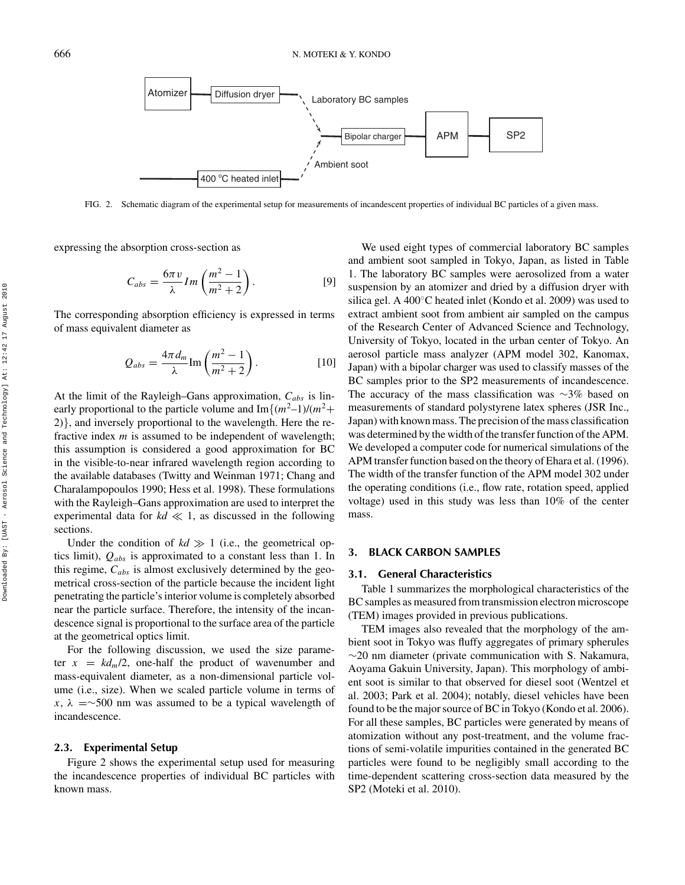FIG. 2. Schematic diagram of the experimental setup for measurements of incandescent properties of individual BC particles of a given mass.

expressing the absorption cross-section as

$$C_{abs} = \frac{6\pi v}{\lambda} Im\left(\frac{m^2 - 1}{m^2 + 2}\right). \quad [9]$$

The corresponding absorption efficiency is expressed in terms of mass equivalent diameter as

$$Q_{abs} = \frac{4\pi d_m}{\lambda} \mathrm{Im}\left(\frac{m^2 - 1}{m^2 + 2}\right). \quad [10]$$

At the limit of the Rayleigh–Gans approximation, $C_{abs}$ is linearly proportional to the particle volume and $\mathrm{Im}\{(m^2–1)/(m^2+2)\}$, and inversely proportional to the wavelength. Here the refractive index $m$ is assumed to be independent of wavelength; this assumption is considered a good approximation for BC in the visible-to-near infrared wavelength region according to the available databases (Twitty and Weinman 1971; Chang and Charalampopoulos 1990; Hess et al. 1998). These formulations with the Rayleigh–Gans approximation are used to interpret the experimental data for $kd \ll 1$, as discussed in the following sections.

Under the condition of $kd \gg 1$ (i.e., the geometrical optics limit), $Q_{abs}$ is approximated to a constant less than 1. In this regime, $C_{abs}$ is almost exclusively determined by the geometrical cross-section of the particle because the incident light penetrating the particle's interior volume is completely absorbed near the particle surface. Therefore, the intensity of the incandescence signal is proportional to the surface area of the particle at the geometrical optics limit.

For the following discussion, we used the size parameter $x = kd_m/2$, one-half the product of wavenumber and mass-equivalent diameter, as a non-dimensional particle volume (i.e., size). When we scaled particle volume in terms of $x$, $\lambda = \sim 500$ nm was assumed to be a typical wavelength of incandescence.

### 2.3. Experimental Setup

Figure 2 shows the experimental setup used for measuring the incandescence properties of individual BC particles with known mass.

We used eight types of commercial laboratory BC samples and ambient soot sampled in Tokyo, Japan, as listed in Table 1. The laboratory BC samples were aerosolized from a water suspension by an atomizer and dried by a diffusion dryer with silica gel. A 400°C heated inlet (Kondo et al. 2009) was used to extract ambient soot from ambient air sampled on the campus of the Research Center of Advanced Science and Technology, University of Tokyo, located in the urban center of Tokyo. An aerosol particle mass analyzer (APM model 302, Kanomax, Japan) with a bipolar charger was used to classify masses of the BC samples prior to the SP2 measurements of incandescence. The accuracy of the mass classification was ∼3% based on measurements of standard polystyrene latex spheres (JSR Inc., Japan) with known mass. The precision of the mass classification was determined by the width of the transfer function of the APM. We developed a computer code for numerical simulations of the APM transfer function based on the theory of Ehara et al. (1996). The width of the transfer function of the APM model 302 under the operating conditions (i.e., flow rate, rotation speed, applied voltage) used in this study was less than 10% of the center mass.

## 3. BLACK CARBON SAMPLES

### 3.1. General Characteristics

Table 1 summarizes the morphological characteristics of the BC samples as measured from transmission electron microscope (TEM) images provided in previous publications.

TEM images also revealed that the morphology of the ambient soot in Tokyo was fluffy aggregates of primary spherules ∼20 nm diameter (private communication with S. Nakamura, Aoyama Gakuin University, Japan). This morphology of ambient soot is similar to that observed for diesel soot (Wentzel et al. 2003; Park et al. 2004); notably, diesel vehicles have been found to be the major source of BC in Tokyo (Kondo et al. 2006). For all these samples, BC particles were generated by means of atomization without any post-treatment, and the volume fractions of semi-volatile impurities contained in the generated BC particles were found to be negligibly small according to the time-dependent scattering cross-section data measured by the SP2 (Moteki et al. 2010).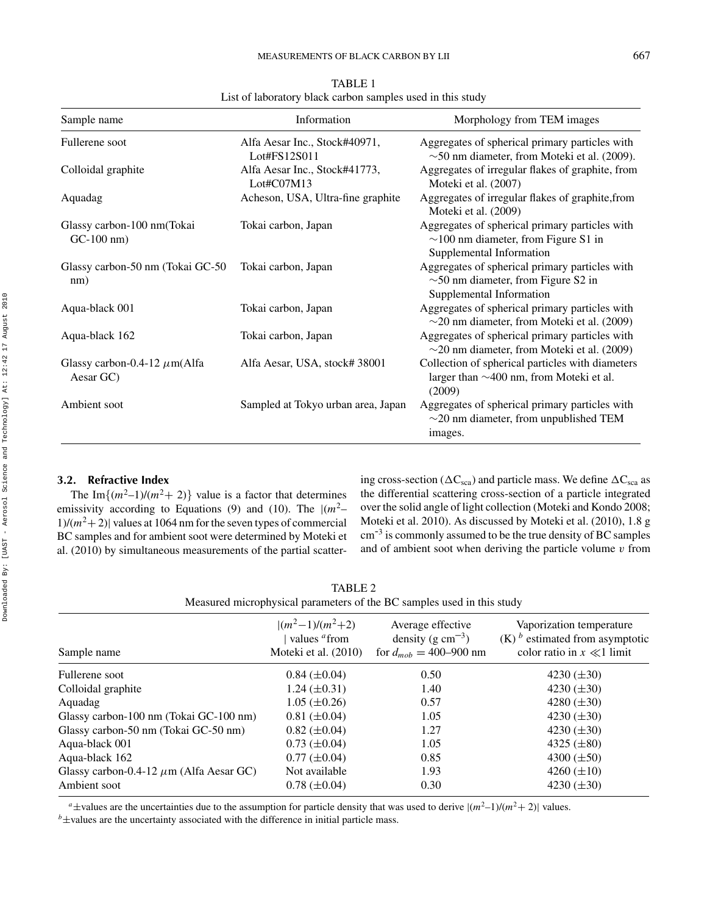TABLE 1
List of laboratory black carbon samples used in this study

| Sample name | Information | Morphology from TEM images |
|---|---|---|
| Fullerene soot | Alfa Aesar Inc., Stock#40971, Lot#FS12S011 | Aggregates of spherical primary particles with ∼50 nm diameter, from Moteki et al. (2009). |
| Colloidal graphite | Alfa Aesar Inc., Stock#41773, Lot#C07M13 | Aggregates of irregular flakes of graphite, from Moteki et al. (2007) |
| Aquadag | Acheson, USA, Ultra-fine graphite | Aggregates of irregular flakes of graphite,from Moteki et al. (2009) |
| Glassy carbon-100 nm(Tokai GC-100 nm) | Tokai carbon, Japan | Aggregates of spherical primary particles with ∼100 nm diameter, from Figure S1 in Supplemental Information |
| Glassy carbon-50 nm (Tokai GC-50 nm) | Tokai carbon, Japan | Aggregates of spherical primary particles with ∼50 nm diameter, from Figure S2 in Supplemental Information |
| Aqua-black 001 | Tokai carbon, Japan | Aggregates of spherical primary particles with ∼20 nm diameter, from Moteki et al. (2009) |
| Aqua-black 162 | Tokai carbon, Japan | Aggregates of spherical primary particles with ∼20 nm diameter, from Moteki et al. (2009) |
| Glassy carbon-0.4-12 $\mu$m(Alfa Aesar GC) | Alfa Aesar, USA, stock# 38001 | Collection of spherical particles with diameters larger than ∼400 nm, from Moteki et al. (2009) |
| Ambient soot | Sampled at Tokyo urban area, Japan | Aggregates of spherical primary particles with ∼20 nm diameter, from unpublished TEM images. |

### 3.2. Refractive Index

The $\mathrm{Im}\{(m^2{-}1)/(m^2{+}\,2)\}$ value is a factor that determines emissivity according to Equations (9) and (10). The $|(m^2{-}1)/(m^2{+}\,2)|$ values at 1064 nm for the seven types of commercial BC samples and for ambient soot were determined by Moteki et al. (2010) by simultaneous measurements of the partial scattering cross-section ($\Delta C_{sca}$) and particle mass. We define $\Delta C_{sca}$ as the differential scattering cross-section of a particle integrated over the solid angle of light collection (Moteki and Kondo 2008; Moteki et al. 2010). As discussed by Moteki et al. (2010), 1.8 g cm$^{-3}$ is commonly assumed to be the true density of BC samples and of ambient soot when deriving the particle volume $v$ from

TABLE 2
Measured microphysical parameters of the BC samples used in this study

| Sample name | $\lvert(m^2{-}1)/(m^2{+}2)\rvert$ values [a] from Moteki et al. (2010) | Average effective density (g cm$^{-3}$) for $d_{mob} = 400$–$900$ nm | Vaporization temperature (K) [b] estimated from asymptotic color ratio in $x \ll 1$ limit |
|---|---|---|---|
| Fullerene soot | 0.84 (±0.04) | 0.50 | 4230 (±30) |
| Colloidal graphite | 1.24 (±0.31) | 1.40 | 4230 (±30) |
| Aquadag | 1.05 (±0.26) | 0.57 | 4280 (±30) |
| Glassy carbon-100 nm (Tokai GC-100 nm) | 0.81 (±0.04) | 1.05 | 4230 (±30) |
| Glassy carbon-50 nm (Tokai GC-50 nm) | 0.82 (±0.04) | 1.27 | 4230 (±30) |
| Aqua-black 001 | 0.73 (±0.04) | 1.05 | 4325 (±80) |
| Aqua-black 162 | 0.77 (±0.04) | 0.85 | 4300 (±50) |
| Glassy carbon-0.4-12 $\mu$m (Alfa Aesar GC) | Not available | 1.93 | 4260 (±10) |
| Ambient soot | 0.78 (±0.04) | 0.30 | 4230 (±30) |

[a] ±values are the uncertainties due to the assumption for particle density that was used to derive $|(m^2{-}1)/(m^2{+}\,2)|$ values.
[b] ±values are the uncertainty associated with the difference in initial particle mass.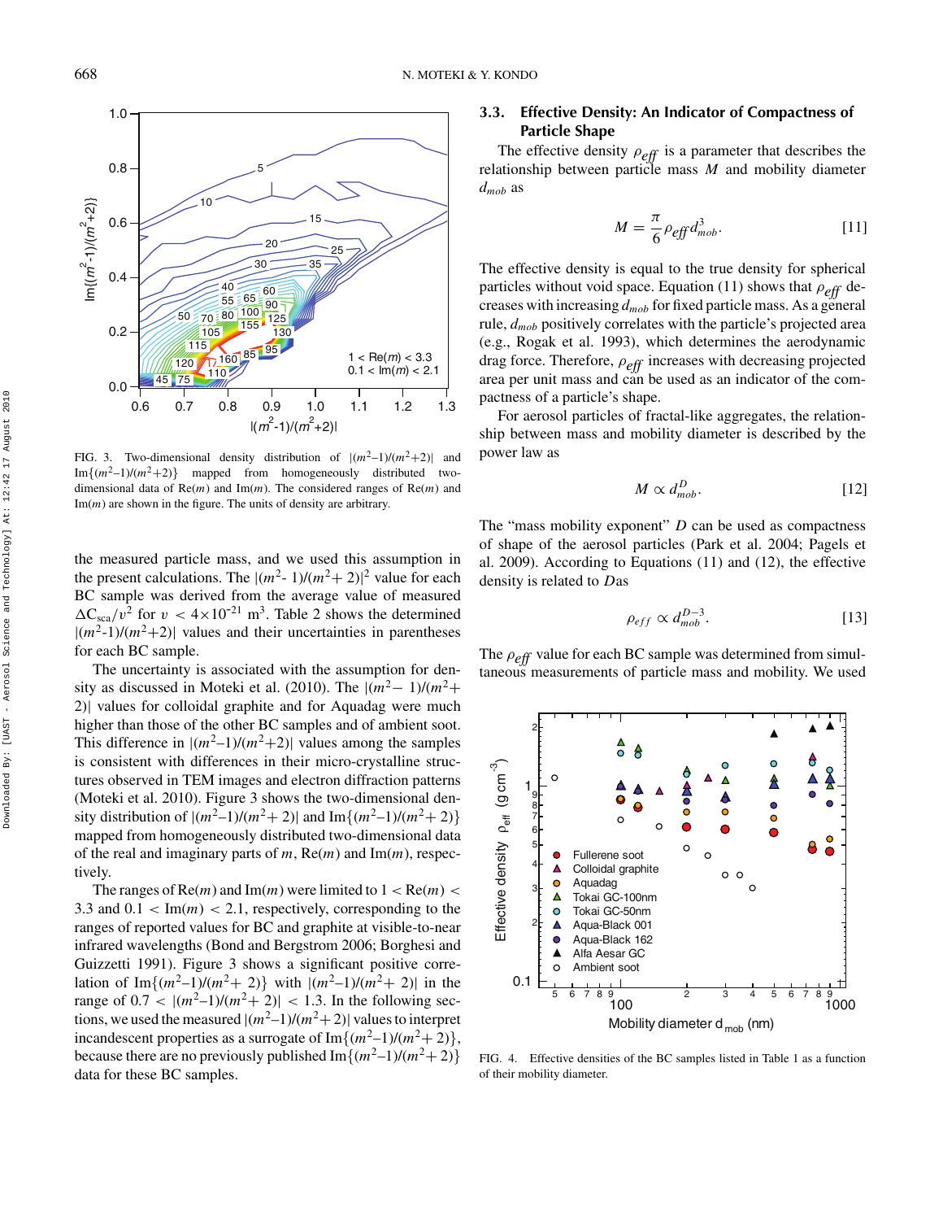FIG. 3. Two-dimensional density distribution of $|(m^2-1)/(m^2+2)|$ and $\mathrm{Im}\{(m^2-1)/(m^2+2)\}$ mapped from homogeneously distributed two-dimensional data of $\mathrm{Re}(m)$ and $\mathrm{Im}(m)$. The considered ranges of $\mathrm{Re}(m)$ and $\mathrm{Im}(m)$ are shown in the figure. The units of density are arbitrary.

the measured particle mass, and we used this assumption in the present calculations. The $|(m^2-1)/(m^2+2)|^2$ value for each BC sample was derived from the average value of measured $\Delta C_{sca}/v^2$ for $v < 4\times10^{-21}$ m$^3$. Table 2 shows the determined $|(m^2-1)/(m^2+2)|$ values and their uncertainties in parentheses for each BC sample.

The uncertainty is associated with the assumption for density as discussed in Moteki et al. (2010). The $|(m^2-1)/(m^2+2)|$ values for colloidal graphite and for Aquadag were much higher than those of the other BC samples and of ambient soot. This difference in $|(m^2-1)/(m^2+2)|$ values among the samples is consistent with differences in their micro-crystalline structures observed in TEM images and electron diffraction patterns (Moteki et al. 2010). Figure 3 shows the two-dimensional density distribution of $|(m^2-1)/(m^2+2)|$ and $\mathrm{Im}\{(m^2-1)/(m^2+2)\}$ mapped from homogeneously distributed two-dimensional data of the real and imaginary parts of $m$, $\mathrm{Re}(m)$ and $\mathrm{Im}(m)$, respectively.

The ranges of $\mathrm{Re}(m)$ and $\mathrm{Im}(m)$ were limited to $1 < \mathrm{Re}(m) < 3.3$ and $0.1 < \mathrm{Im}(m) < 2.1$, respectively, corresponding to the ranges of reported values for BC and graphite at visible-to-near infrared wavelengths (Bond and Bergstrom 2006; Borghesi and Guizzetti 1991). Figure 3 shows a significant positive correlation of $\mathrm{Im}\{(m^2-1)/(m^2+2)\}$ with $|(m^2-1)/(m^2+2)|$ in the range of $0.7 < |(m^2-1)/(m^2+2)| < 1.3$. In the following sections, we used the measured $|(m^2-1)/(m^2+2)|$ values to interpret incandescent properties as a surrogate of $\mathrm{Im}\{(m^2-1)/(m^2+2)\}$, because there are no previously published $\mathrm{Im}\{(m^2-1)/(m^2+2)\}$ data for these BC samples.

### 3.3. Effective Density: An Indicator of Compactness of Particle Shape

The effective density $\rho_{eff}$ is a parameter that describes the relationship between particle mass $M$ and mobility diameter $d_{mob}$ as

$$M = \frac{\pi}{6}\rho_{eff} d_{mob}^3. \quad [11]$$

The effective density is equal to the true density for spherical particles without void space. Equation (11) shows that $\rho_{eff}$ decreases with increasing $d_{mob}$ for fixed particle mass. As a general rule, $d_{mob}$ positively correlates with the particle's projected area (e.g., Rogak et al. 1993), which determines the aerodynamic drag force. Therefore, $\rho_{eff}$ increases with decreasing projected area per unit mass and can be used as an indicator of the compactness of a particle's shape.

For aerosol particles of fractal-like aggregates, the relationship between mass and mobility diameter is described by the power law as

$$M \propto d_{mob}^D. \quad [12]$$

The "mass mobility exponent" $D$ can be used as compactness of shape of the aerosol particles (Park et al. 2004; Pagels et al. 2009). According to Equations (11) and (12), the effective density is related to $D$as

$$\rho_{eff} \propto d_{mob}^{D-3}. \quad [13]$$

The $\rho_{eff}$ value for each BC sample was determined from simultaneous measurements of particle mass and mobility. We used

FIG. 4. Effective densities of the BC samples listed in Table 1 as a function of their mobility diameter.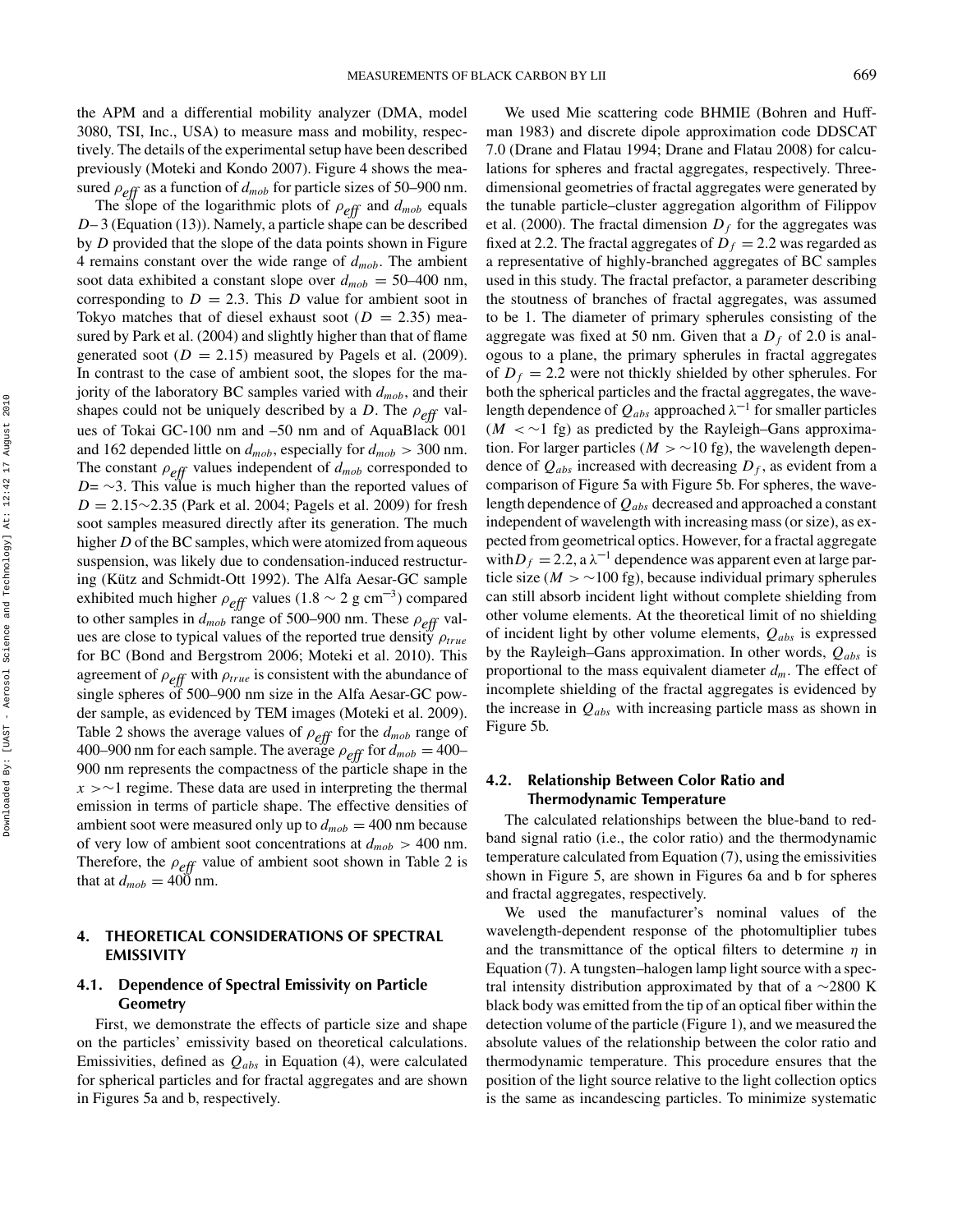the APM and a differential mobility analyzer (DMA, model 3080, TSI, Inc., USA) to measure mass and mobility, respectively. The details of the experimental setup have been described previously (Moteki and Kondo 2007). Figure 4 shows the measured $\rho_{eff}$ as a function of $d_{mob}$ for particle sizes of 50–900 nm.

The slope of the logarithmic plots of $\rho_{eff}$ and $d_{mob}$ equals $D-3$ (Equation (13)). Namely, a particle shape can be described by $D$ provided that the slope of the data points shown in Figure 4 remains constant over the wide range of $d_{mob}$. The ambient soot data exhibited a constant slope over $d_{mob} = 50$–400 nm, corresponding to $D = 2.3$. This $D$ value for ambient soot in Tokyo matches that of diesel exhaust soot ($D = 2.35$) measured by Park et al. (2004) and slightly higher than that of flame generated soot ($D = 2.15$) measured by Pagels et al. (2009). In contrast to the case of ambient soot, the slopes for the majority of the laboratory BC samples varied with $d_{mob}$, and their shapes could not be uniquely described by a $D$. The $\rho_{eff}$ values of Tokai GC-100 nm and –50 nm and of AquaBlack 001 and 162 depended little on $d_{mob}$, especially for $d_{mob} > 300$ nm. The constant $\rho_{eff}$ values independent of $d_{mob}$ corresponded to $D = \sim 3$. This value is much higher than the reported values of $D = 2.15 \sim 2.35$ (Park et al. 2004; Pagels et al. 2009) for fresh soot samples measured directly after its generation. The much higher $D$ of the BC samples, which were atomized from aqueous suspension, was likely due to condensation-induced restructuring (Kütz and Schmidt-Ott 1992). The Alfa Aesar-GC sample exhibited much higher $\rho_{eff}$ values ($1.8 \sim 2$ g cm$^{-3}$) compared to other samples in $d_{mob}$ range of 500–900 nm. These $\rho_{eff}$ values are close to typical values of the reported true density $\rho_{true}$ for BC (Bond and Bergstrom 2006; Moteki et al. 2010). This agreement of $\rho_{eff}$ with $\rho_{true}$ is consistent with the abundance of single spheres of 500–900 nm size in the Alfa Aesar-GC powder sample, as evidenced by TEM images (Moteki et al. 2009). Table 2 shows the average values of $\rho_{eff}$ for the $d_{mob}$ range of 400–900 nm for each sample. The average $\rho_{eff}$ for $d_{mob} = 400$–900 nm represents the compactness of the particle shape in the $x > \sim 1$ regime. These data are used in interpreting the thermal emission in terms of particle shape. The effective densities of ambient soot were measured only up to $d_{mob} = 400$ nm because of very low of ambient soot concentrations at $d_{mob} > 400$ nm. Therefore, the $\rho_{eff}$ value of ambient soot shown in Table 2 is that at $d_{mob} = 400$ nm.

## 4. THEORETICAL CONSIDERATIONS OF SPECTRAL EMISSIVITY

### 4.1. Dependence of Spectral Emissivity on Particle Geometry

First, we demonstrate the effects of particle size and shape on the particles' emissivity based on theoretical calculations. Emissivities, defined as $Q_{abs}$ in Equation (4), were calculated for spherical particles and for fractal aggregates and are shown in Figures 5a and b, respectively.

We used Mie scattering code BHMIE (Bohren and Huffman 1983) and discrete dipole approximation code DDSCAT 7.0 (Drane and Flatau 1994; Drane and Flatau 2008) for calculations for spheres and fractal aggregates, respectively. Three-dimensional geometries of fractal aggregates were generated by the tunable particle–cluster aggregation algorithm of Filippov et al. (2000). The fractal dimension $D_f$ for the aggregates was fixed at 2.2. The fractal aggregates of $D_f = 2.2$ was regarded as a representative of highly-branched aggregates of BC samples used in this study. The fractal prefactor, a parameter describing the stoutness of branches of fractal aggregates, was assumed to be 1. The diameter of primary spherules consisting of the aggregate was fixed at 50 nm. Given that a $D_f$ of 2.0 is analogous to a plane, the primary spherules in fractal aggregates of $D_f = 2.2$ were not thickly shielded by other spherules. For both the spherical particles and the fractal aggregates, the wavelength dependence of $Q_{abs}$ approached $\lambda^{-1}$ for smaller particles ($M < \sim 1$ fg) as predicted by the Rayleigh–Gans approximation. For larger particles ($M > \sim 10$ fg), the wavelength dependence of $Q_{abs}$ increased with decreasing $D_f$, as evident from a comparison of Figure 5a with Figure 5b. For spheres, the wavelength dependence of $Q_{abs}$ decreased and approached a constant independent of wavelength with increasing mass (or size), as expected from geometrical optics. However, for a fractal aggregate with $D_f = 2.2$, a $\lambda^{-1}$ dependence was apparent even at large particle size ($M > \sim 100$ fg), because individual primary spherules can still absorb incident light without complete shielding from other volume elements. At the theoretical limit of no shielding of incident light by other volume elements, $Q_{abs}$ is expressed by the Rayleigh–Gans approximation. In other words, $Q_{abs}$ is proportional to the mass equivalent diameter $d_m$. The effect of incomplete shielding of the fractal aggregates is evidenced by the increase in $Q_{abs}$ with increasing particle mass as shown in Figure 5b.

### 4.2. Relationship Between Color Ratio and Thermodynamic Temperature

The calculated relationships between the blue-band to red-band signal ratio (i.e., the color ratio) and the thermodynamic temperature calculated from Equation (7), using the emissivities shown in Figure 5, are shown in Figures 6a and b for spheres and fractal aggregates, respectively.

We used the manufacturer's nominal values of the wavelength-dependent response of the photomultiplier tubes and the transmittance of the optical filters to determine $\eta$ in Equation (7). A tungsten–halogen lamp light source with a spectral intensity distribution approximated by that of a $\sim$2800 K black body was emitted from the tip of an optical fiber within the detection volume of the particle (Figure 1), and we measured the absolute values of the relationship between the color ratio and thermodynamic temperature. This procedure ensures that the position of the light source relative to the light collection optics is the same as incandescing particles. To minimize systematic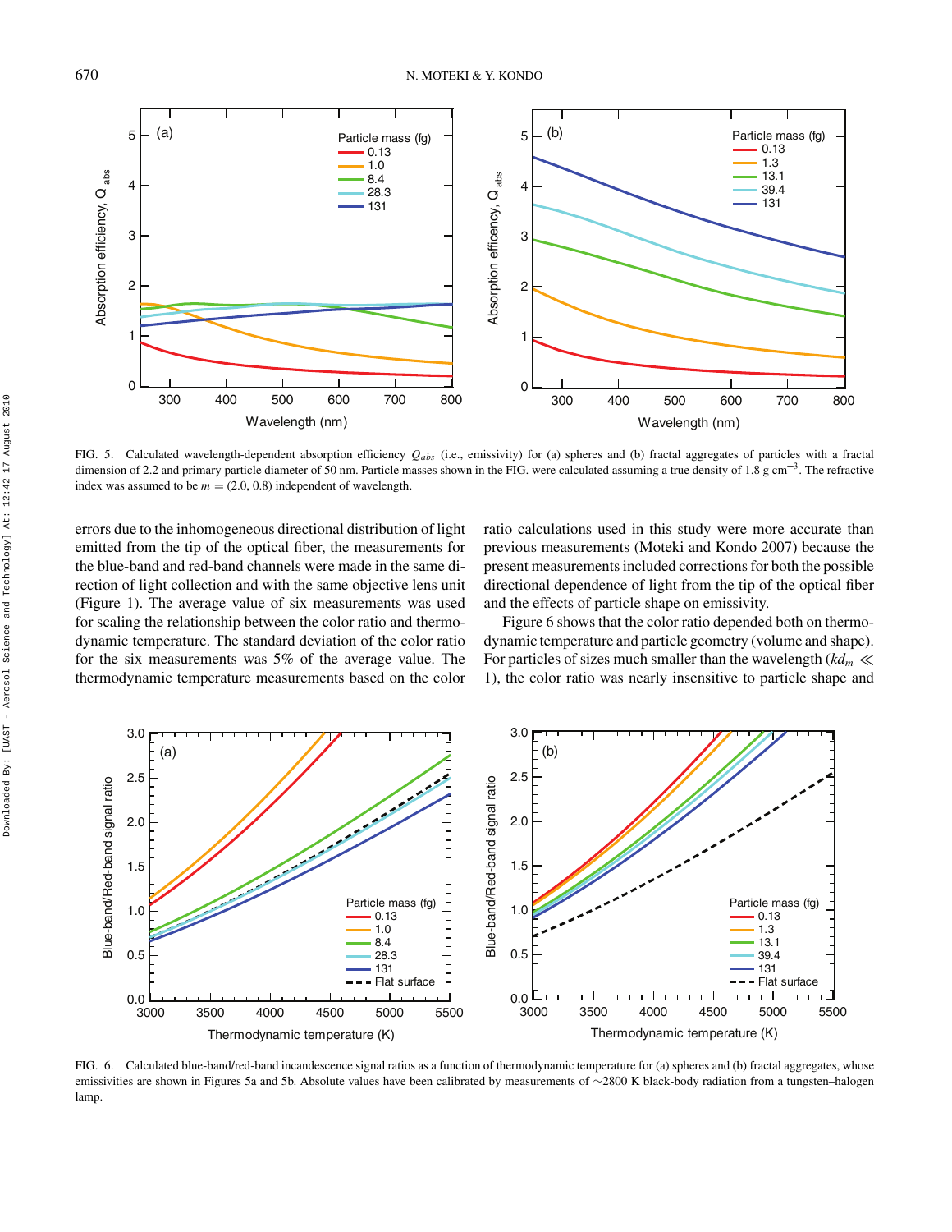FIG. 5. Calculated wavelength-dependent absorption efficiency $Q_{abs}$ (i.e., emissivity) for (a) spheres and (b) fractal aggregates of particles with a fractal dimension of 2.2 and primary particle diameter of 50 nm. Particle masses shown in the FIG. were calculated assuming a true density of 1.8 g cm$^{-3}$. The refractive index was assumed to be $m = (2.0, 0.8)$ independent of wavelength.

errors due to the inhomogeneous directional distribution of light emitted from the tip of the optical fiber, the measurements for the blue-band and red-band channels were made in the same direction of light collection and with the same objective lens unit (Figure 1). The average value of six measurements was used for scaling the relationship between the color ratio and thermodynamic temperature. The standard deviation of the color ratio for the six measurements was 5% of the average value. The thermodynamic temperature measurements based on the color ratio calculations used in this study were more accurate than previous measurements (Moteki and Kondo 2007) because the present measurements included corrections for both the possible directional dependence of light from the tip of the optical fiber and the effects of particle shape on emissivity.

Figure 6 shows that the color ratio depended both on thermodynamic temperature and particle geometry (volume and shape). For particles of sizes much smaller than the wavelength ($kd_m \ll 1$), the color ratio was nearly insensitive to particle shape and

FIG. 6. Calculated blue-band/red-band incandescence signal ratios as a function of thermodynamic temperature for (a) spheres and (b) fractal aggregates, whose emissivities are shown in Figures 5a and 5b. Absolute values have been calibrated by measurements of ~2800 K black-body radiation from a tungsten–halogen lamp.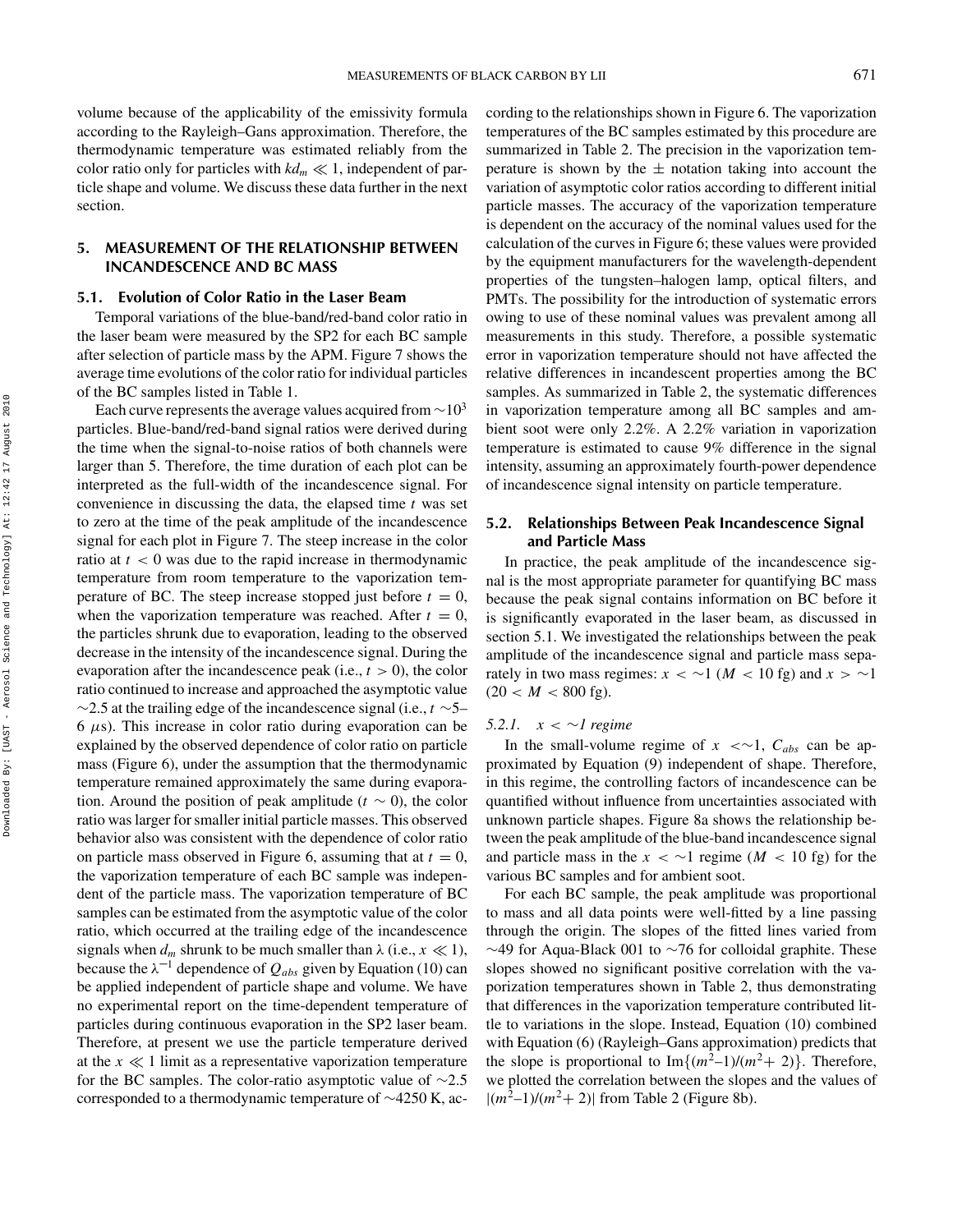volume because of the applicability of the emissivity formula according to the Rayleigh–Gans approximation. Therefore, the thermodynamic temperature was estimated reliably from the color ratio only for particles with $kd_m \ll 1$, independent of particle shape and volume. We discuss these data further in the next section.

## 5. MEASUREMENT OF THE RELATIONSHIP BETWEEN INCANDESCENCE AND BC MASS

### 5.1. Evolution of Color Ratio in the Laser Beam

Temporal variations of the blue-band/red-band color ratio in the laser beam were measured by the SP2 for each BC sample after selection of particle mass by the APM. Figure 7 shows the average time evolutions of the color ratio for individual particles of the BC samples listed in Table 1.

Each curve represents the average values acquired from $\sim 10^3$ particles. Blue-band/red-band signal ratios were derived during the time when the signal-to-noise ratios of both channels were larger than 5. Therefore, the time duration of each plot can be interpreted as the full-width of the incandescence signal. For convenience in discussing the data, the elapsed time $t$ was set to zero at the time of the peak amplitude of the incandescence signal for each plot in Figure 7. The steep increase in the color ratio at $t < 0$ was due to the rapid increase in thermodynamic temperature from room temperature to the vaporization temperature of BC. The steep increase stopped just before $t = 0$, when the vaporization temperature was reached. After $t = 0$, the particles shrunk due to evaporation, leading to the observed decrease in the intensity of the incandescence signal. During the evaporation after the incandescence peak (i.e., $t > 0$), the color ratio continued to increase and approached the asymptotic value $\sim 2.5$ at the trailing edge of the incandescence signal (i.e., $t \sim 5$–$6\ \mu$s). This increase in color ratio during evaporation can be explained by the observed dependence of color ratio on particle mass (Figure 6), under the assumption that the thermodynamic temperature remained approximately the same during evaporation. Around the position of peak amplitude ($t \sim 0$), the color ratio was larger for smaller initial particle masses. This observed behavior also was consistent with the dependence of color ratio on particle mass observed in Figure 6, assuming that at $t = 0$, the vaporization temperature of each BC sample was independent of the particle mass. The vaporization temperature of BC samples can be estimated from the asymptotic value of the color ratio, which occurred at the trailing edge of the incandescence signals when $d_m$ shrunk to be much smaller than $\lambda$ (i.e., $x \ll 1$), because the $\lambda^{-1}$ dependence of $Q_{abs}$ given by Equation (10) can be applied independent of particle shape and volume. We have no experimental report on the time-dependent temperature of particles during continuous evaporation in the SP2 laser beam. Therefore, at present we use the particle temperature derived at the $x \ll 1$ limit as a representative vaporization temperature for the BC samples. The color-ratio asymptotic value of $\sim 2.5$ corresponded to a thermodynamic temperature of $\sim 4250$ K, according to the relationships shown in Figure 6. The vaporization temperatures of the BC samples estimated by this procedure are summarized in Table 2. The precision in the vaporization temperature is shown by the $\pm$ notation taking into account the variation of asymptotic color ratios according to different initial particle masses. The accuracy of the vaporization temperature is dependent on the accuracy of the nominal values used for the calculation of the curves in Figure 6; these values were provided by the equipment manufacturers for the wavelength-dependent properties of the tungsten–halogen lamp, optical filters, and PMTs. The possibility for the introduction of systematic errors owing to use of these nominal values was prevalent among all measurements in this study. Therefore, a possible systematic error in vaporization temperature should not have affected the relative differences in incandescent properties among the BC samples. As summarized in Table 2, the systematic differences in vaporization temperature among all BC samples and ambient soot were only 2.2%. A 2.2% variation in vaporization temperature is estimated to cause 9% difference in the signal intensity, assuming an approximately fourth-power dependence of incandescence signal intensity on particle temperature.

### 5.2. Relationships Between Peak Incandescence Signal and Particle Mass

In practice, the peak amplitude of the incandescence signal is the most appropriate parameter for quantifying BC mass because the peak signal contains information on BC before it is significantly evaporated in the laser beam, as discussed in section 5.1. We investigated the relationships between the peak amplitude of the incandescence signal and particle mass separately in two mass regimes: $x < \sim 1$ ($M < 10$ fg) and $x > \sim 1$ ($20 < M < 800$ fg).

#### *5.2.1. $x < \sim 1$ regime*

In the small-volume regime of $x < \sim 1$, $C_{abs}$ can be approximated by Equation (9) independent of shape. Therefore, in this regime, the controlling factors of incandescence can be quantified without influence from uncertainties associated with unknown particle shapes. Figure 8a shows the relationship between the peak amplitude of the blue-band incandescence signal and particle mass in the $x < \sim 1$ regime ($M < 10$ fg) for the various BC samples and for ambient soot.

For each BC sample, the peak amplitude was proportional to mass and all data points were well-fitted by a line passing through the origin. The slopes of the fitted lines varied from $\sim 49$ for Aqua-Black 001 to $\sim 76$ for colloidal graphite. These slopes showed no significant positive correlation with the vaporization temperatures shown in Table 2, thus demonstrating that differences in the vaporization temperature contributed little to variations in the slope. Instead, Equation (10) combined with Equation (6) (Rayleigh–Gans approximation) predicts that the slope is proportional to $\mathrm{Im}\{(m^2-1)/(m^2+2)\}$. Therefore, we plotted the correlation between the slopes and the values of $|(m^2-1)/(m^2+2)|$ from Table 2 (Figure 8b).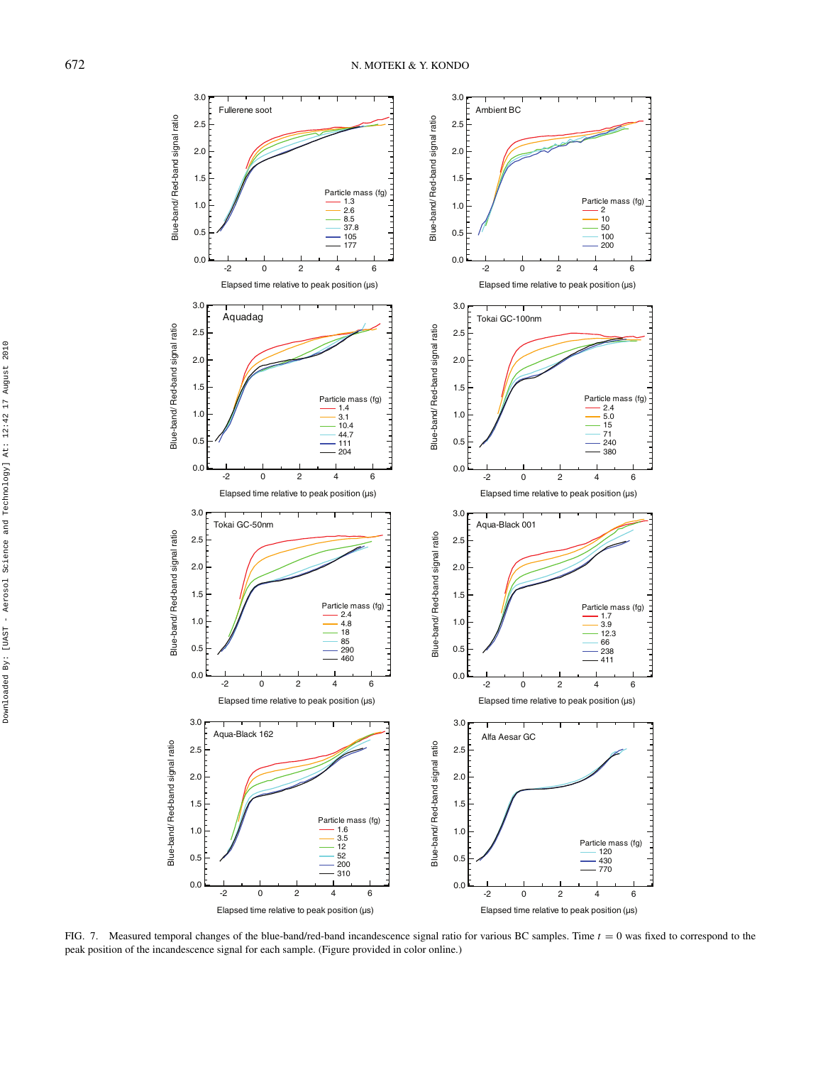FIG. 7. Measured temporal changes of the blue-band/red-band incandescence signal ratio for various BC samples. Time $t = 0$ was fixed to correspond to the peak position of the incandescence signal for each sample. (Figure provided in color online.)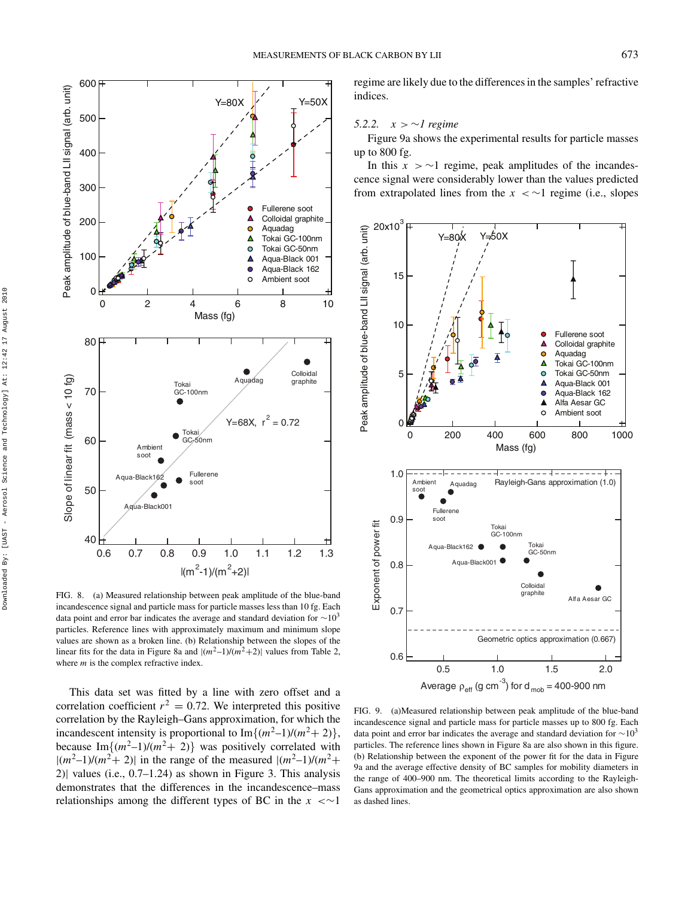FIG. 8. (a) Measured relationship between peak amplitude of the blue-band incandescence signal and particle mass for particle masses less than 10 fg. Each data point and error bar indicates the average and standard deviation for $\sim 10^3$ particles. Reference lines with approximately maximum and minimum slope values are shown as a broken line. (b) Relationship between the slopes of the linear fits for the data in Figure 8a and $|(m^2-1)/(m^2+2)|$ values from Table 2, where $m$ is the complex refractive index.

This data set was fitted by a line with zero offset and a correlation coefficient $r^2 = 0.72$. We interpreted this positive correlation by the Rayleigh–Gans approximation, for which the incandescent intensity is proportional to $\mathrm{Im}\{(m^2-1)/(m^2+2)\}$, because $\mathrm{Im}\{(m^2-1)/(m^2+2)\}$ was positively correlated with $|(m^2-1)/(m^2+2)|$ in the range of the measured $|(m^2-1)/(m^2+2)|$ values (i.e., 0.7–1.24) as shown in Figure 3. This analysis demonstrates that the differences in the incandescence–mass relationships among the different types of BC in the $x < \sim 1$ regime are likely due to the differences in the samples' refractive indices.

#### 5.2.2. $x > \sim 1$ regime

Figure 9a shows the experimental results for particle masses up to 800 fg.

In this $x > \sim 1$ regime, peak amplitudes of the incandescence signal were considerably lower than the values predicted from extrapolated lines from the $x < \sim 1$ regime (i.e., slopes

FIG. 9. (a)Measured relationship between peak amplitude of the blue-band incandescence signal and particle mass for particle masses up to 800 fg. Each data point and error bar indicates the average and standard deviation for $\sim 10^3$ particles. The reference lines shown in Figure 8a are also shown in this figure. (b) Relationship between the exponent of the power fit for the data in Figure 9a and the average effective density of BC samples for mobility diameters in the range of 400–900 nm. The theoretical limits according to the Rayleigh-Gans approximation and the geometrical optics approximation are also shown as dashed lines.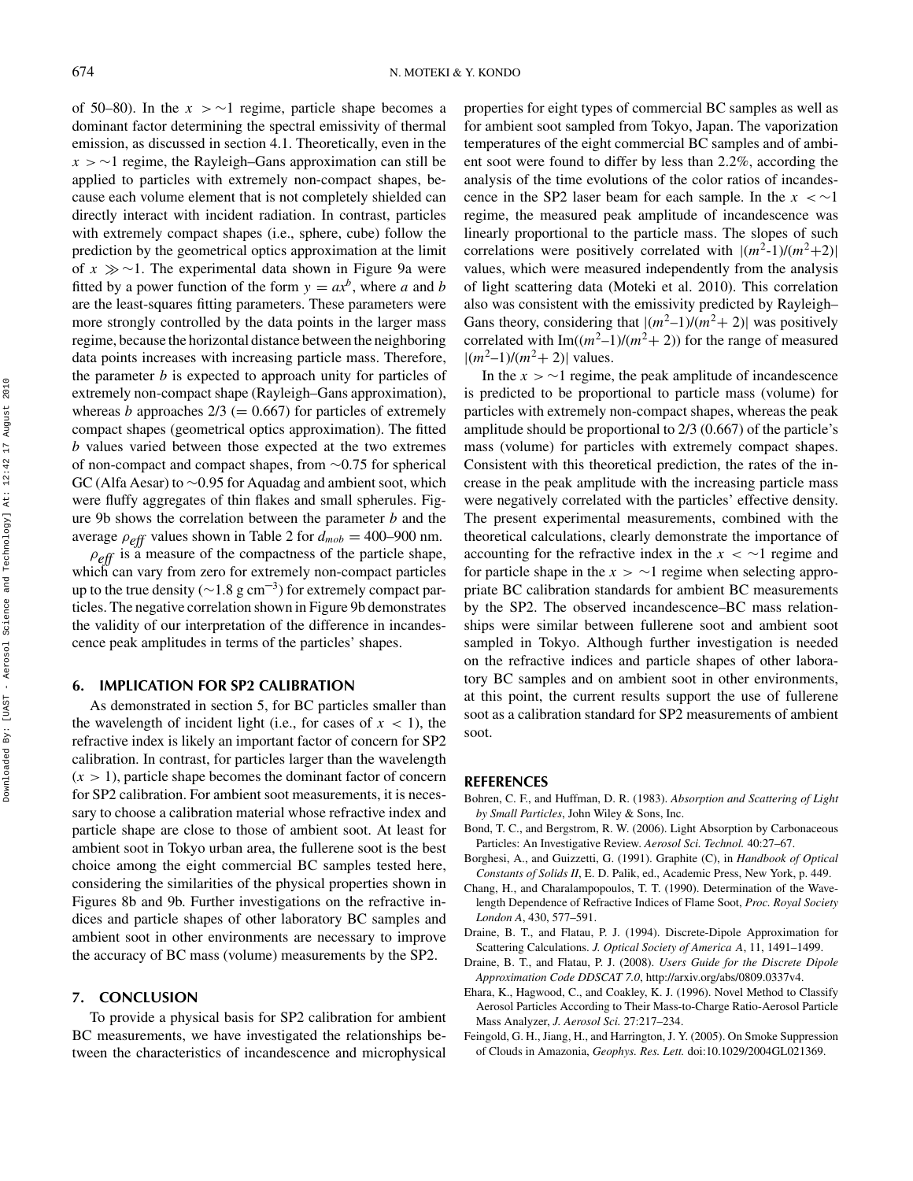of 50–80). In the $x > \sim 1$ regime, particle shape becomes a dominant factor determining the spectral emissivity of thermal emission, as discussed in section 4.1. Theoretically, even in the $x > \sim 1$ regime, the Rayleigh–Gans approximation can still be applied to particles with extremely non-compact shapes, because each volume element that is not completely shielded can directly interact with incident radiation. In contrast, particles with extremely compact shapes (i.e., sphere, cube) follow the prediction by the geometrical optics approximation at the limit of $x \gg \sim 1$. The experimental data shown in Figure 9a were fitted by a power function of the form $y = ax^b$, where $a$ and $b$ are the least-squares fitting parameters. These parameters were more strongly controlled by the data points in the larger mass regime, because the horizontal distance between the neighboring data points increases with increasing particle mass. Therefore, the parameter $b$ is expected to approach unity for particles of extremely non-compact shape (Rayleigh–Gans approximation), whereas $b$ approaches 2/3 (= 0.667) for particles of extremely compact shapes (geometrical optics approximation). The fitted $b$ values varied between those expected at the two extremes of non-compact and compact shapes, from ~0.75 for spherical GC (Alfa Aesar) to ~0.95 for Aquadag and ambient soot, which were fluffy aggregates of thin flakes and small spherules. Figure 9b shows the correlation between the parameter $b$ and the average $\rho_{eff}$ values shown in Table 2 for $d_{mob} = 400$–$900$ nm.

$\rho_{eff}$ is a measure of the compactness of the particle shape, which can vary from zero for extremely non-compact particles up to the true density (~1.8 g $cm^{-3}$) for extremely compact particles. The negative correlation shown in Figure 9b demonstrates the validity of our interpretation of the difference in incandescence peak amplitudes in terms of the particles' shapes.

## 6. IMPLICATION FOR SP2 CALIBRATION

As demonstrated in section 5, for BC particles smaller than the wavelength of incident light (i.e., for cases of $x < 1$), the refractive index is likely an important factor of concern for SP2 calibration. In contrast, for particles larger than the wavelength ($x > 1$), particle shape becomes the dominant factor of concern for SP2 calibration. For ambient soot measurements, it is necessary to choose a calibration material whose refractive index and particle shape are close to those of ambient soot. At least for ambient soot in Tokyo urban area, the fullerene soot is the best choice among the eight commercial BC samples tested here, considering the similarities of the physical properties shown in Figures 8b and 9b. Further investigations on the refractive indices and particle shapes of other laboratory BC samples and ambient soot in other environments are necessary to improve the accuracy of BC mass (volume) measurements by the SP2.

## 7. CONCLUSION

To provide a physical basis for SP2 calibration for ambient BC measurements, we have investigated the relationships between the characteristics of incandescence and microphysical properties for eight types of commercial BC samples as well as for ambient soot sampled from Tokyo, Japan. The vaporization temperatures of the eight commercial BC samples and of ambient soot were found to differ by less than 2.2%, according the analysis of the time evolutions of the color ratios of incandescence in the SP2 laser beam for each sample. In the $x < \sim 1$ regime, the measured peak amplitude of incandescence was linearly proportional to the particle mass. The slopes of such correlations were positively correlated with $|(m^2\text{-}1)/(m^2+2)|$ values, which were measured independently from the analysis of light scattering data (Moteki et al. 2010). This correlation also was consistent with the emissivity predicted by Rayleigh–Gans theory, considering that $|(m^2–1)/(m^2+ 2)|$ was positively correlated with $\mathrm{Im}((m^2–1)/(m^2+ 2))$ for the range of measured $|(m^2–1)/(m^2+ 2)|$ values.

In the $x > \sim 1$ regime, the peak amplitude of incandescence is predicted to be proportional to particle mass (volume) for particles with extremely non-compact shapes, whereas the peak amplitude should be proportional to 2/3 (0.667) of the particle's mass (volume) for particles with extremely compact shapes. Consistent with this theoretical prediction, the rates of the increase in the peak amplitude with the increasing particle mass were negatively correlated with the particles' effective density. The present experimental measurements, combined with the theoretical calculations, clearly demonstrate the importance of accounting for the refractive index in the $x < \sim 1$ regime and for particle shape in the $x > \sim 1$ regime when selecting appropriate BC calibration standards for ambient BC measurements by the SP2. The observed incandescence–BC mass relationships were similar between fullerene soot and ambient soot sampled in Tokyo. Although further investigation is needed on the refractive indices and particle shapes of other laboratory BC samples and on ambient soot in other environments, at this point, the current results support the use of fullerene soot as a calibration standard for SP2 measurements of ambient soot.

## REFERENCES

Bohren, C. F., and Huffman, D. R. (1983). *Absorption and Scattering of Light by Small Particles*, John Wiley & Sons, Inc.

Bond, T. C., and Bergstrom, R. W. (2006). Light Absorption by Carbonaceous Particles: An Investigative Review. *Aerosol Sci. Technol.* 40:27–67.

Borghesi, A., and Guizzetti, G. (1991). Graphite (C), in *Handbook of Optical Constants of Solids II*, E. D. Palik, ed., Academic Press, New York, p. 449.

Chang, H., and Charalampopoulos, T. T. (1990). Determination of the Wavelength Dependence of Refractive Indices of Flame Soot, *Proc. Royal Society London A*, 430, 577–591.

Draine, B. T., and Flatau, P. J. (1994). Discrete-Dipole Approximation for Scattering Calculations. *J. Optical Society of America A*, 11, 1491–1499.

Draine, B. T., and Flatau, P. J. (2008). *Users Guide for the Discrete Dipole Approximation Code DDSCAT 7.0*, http://arxiv.org/abs/0809.0337v4.

Ehara, K., Hagwood, C., and Coakley, K. J. (1996). Novel Method to Classify Aerosol Particles According to Their Mass-to-Charge Ratio-Aerosol Particle Mass Analyzer, *J. Aerosol Sci.* 27:217–234.

Feingold, G. H., Jiang, H., and Harrington, J. Y. (2005). On Smoke Suppression of Clouds in Amazonia, *Geophys. Res. Lett.* doi:10.1029/2004GL021369.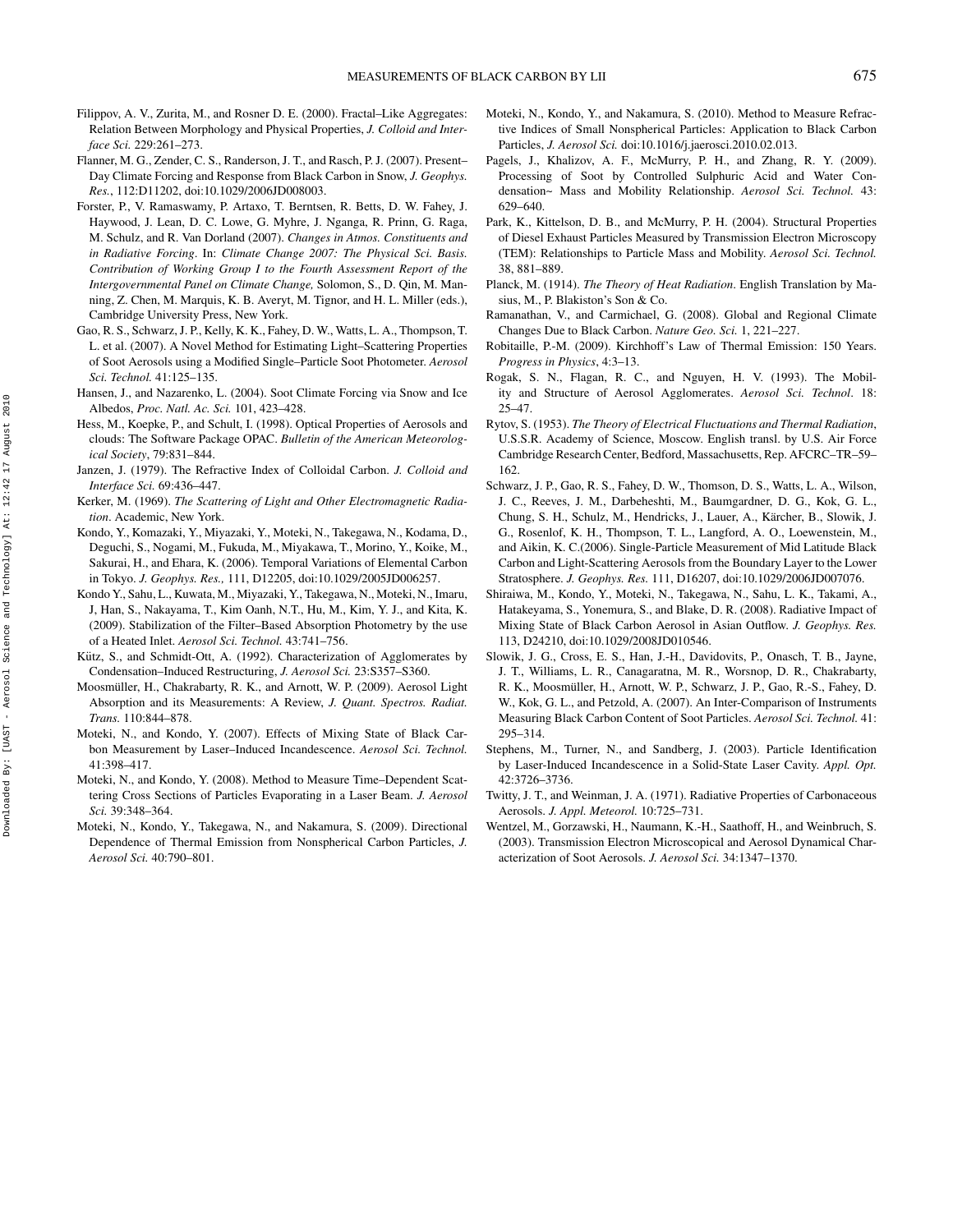Filippov, A. V., Zurita, M., and Rosner D. E. (2000). Fractal–Like Aggregates: Relation Between Morphology and Physical Properties, *J. Colloid and Interface Sci.* 229:261–273.

Flanner, M. G., Zender, C. S., Randerson, J. T., and Rasch, P. J. (2007). Present–Day Climate Forcing and Response from Black Carbon in Snow, *J. Geophys. Res.*, 112:D11202, doi:10.1029/2006JD008003.

Forster, P., V. Ramaswamy, P. Artaxo, T. Berntsen, R. Betts, D. W. Fahey, J. Haywood, J. Lean, D. C. Lowe, G. Myhre, J. Nganga, R. Prinn, G. Raga, M. Schulz, and R. Van Dorland (2007). *Changes in Atmos. Constituents and in Radiative Forcing*. In: *Climate Change 2007: The Physical Sci. Basis. Contribution of Working Group I to the Fourth Assessment Report of the Intergovernmental Panel on Climate Change,* Solomon, S., D. Qin, M. Manning, Z. Chen, M. Marquis, K. B. Averyt, M. Tignor, and H. L. Miller (eds.), Cambridge University Press, New York.

Gao, R. S., Schwarz, J. P., Kelly, K. K., Fahey, D. W., Watts, L. A., Thompson, T. L. et al. (2007). A Novel Method for Estimating Light–Scattering Properties of Soot Aerosols using a Modified Single–Particle Soot Photometer. *Aerosol Sci. Technol.* 41:125–135.

Hansen, J., and Nazarenko, L. (2004). Soot Climate Forcing via Snow and Ice Albedos, *Proc. Natl. Ac. Sci.* 101, 423–428.

Hess, M., Koepke, P., and Schult, I. (1998). Optical Properties of Aerosols and clouds: The Software Package OPAC. *Bulletin of the American Meteorological Society*, 79:831–844.

Janzen, J. (1979). The Refractive Index of Colloidal Carbon. *J. Colloid and Interface Sci.* 69:436–447.

Kerker, M. (1969). *The Scattering of Light and Other Electromagnetic Radiation*. Academic, New York.

Kondo, Y., Komazaki, Y., Miyazaki, Y., Moteki, N., Takegawa, N., Kodama, D., Deguchi, S., Nogami, M., Fukuda, M., Miyakawa, T., Morino, Y., Koike, M., Sakurai, H., and Ehara, K. (2006). Temporal Variations of Elemental Carbon in Tokyo. *J. Geophys. Res.,* 111, D12205, doi:10.1029/2005JD006257.

Kondo Y., Sahu, L., Kuwata, M., Miyazaki, Y., Takegawa, N., Moteki, N., Imaru, J, Han, S., Nakayama, T., Kim Oanh, N.T., Hu, M., Kim, Y. J., and Kita, K. (2009). Stabilization of the Filter–Based Absorption Photometry by the use of a Heated Inlet. *Aerosol Sci. Technol.* 43:741–756.

Kütz, S., and Schmidt-Ott, A. (1992). Characterization of Agglomerates by Condensation–Induced Restructuring, *J. Aerosol Sci.* 23:S357–S360.

Moosmüller, H., Chakrabarty, R. K., and Arnott, W. P. (2009). Aerosol Light Absorption and its Measurements: A Review, *J. Quant. Spectros. Radiat. Trans.* 110:844–878.

Moteki, N., and Kondo, Y. (2007). Effects of Mixing State of Black Carbon Measurement by Laser–Induced Incandescence. *Aerosol Sci. Technol.* 41:398–417.

Moteki, N., and Kondo, Y. (2008). Method to Measure Time–Dependent Scattering Cross Sections of Particles Evaporating in a Laser Beam. *J. Aerosol Sci.* 39:348–364.

Moteki, N., Kondo, Y., Takegawa, N., and Nakamura, S. (2009). Directional Dependence of Thermal Emission from Nonspherical Carbon Particles, *J. Aerosol Sci.* 40:790–801.

Moteki, N., Kondo, Y., and Nakamura, S. (2010). Method to Measure Refractive Indices of Small Nonspherical Particles: Application to Black Carbon Particles, *J. Aerosol Sci.* doi:10.1016/j.jaerosci.2010.02.013.

Pagels, J., Khalizov, A. F., McMurry, P. H., and Zhang, R. Y. (2009). Processing of Soot by Controlled Sulphuric Acid and Water Condensation~ Mass and Mobility Relationship. *Aerosol Sci. Technol.* 43: 629–640.

Park, K., Kittelson, D. B., and McMurry, P. H. (2004). Structural Properties of Diesel Exhaust Particles Measured by Transmission Electron Microscopy (TEM): Relationships to Particle Mass and Mobility. *Aerosol Sci. Technol.* 38, 881–889.

Planck, M. (1914). *The Theory of Heat Radiation*. English Translation by Masius, M., P. Blakiston's Son & Co.

Ramanathan, V., and Carmichael, G. (2008). Global and Regional Climate Changes Due to Black Carbon. *Nature Geo. Sci.* 1, 221–227.

Robitaille, P.-M. (2009). Kirchhoff's Law of Thermal Emission: 150 Years. *Progress in Physics*, 4:3–13.

Rogak, S. N., Flagan, R. C., and Nguyen, H. V. (1993). The Mobility and Structure of Aerosol Agglomerates. *Aerosol Sci. Technol*. 18: 25–47.

Rytov, S. (1953). *The Theory of Electrical Fluctuations and Thermal Radiation*, U.S.S.R. Academy of Science, Moscow. English transl. by U.S. Air Force Cambridge Research Center, Bedford, Massachusetts, Rep. AFCRC–TR–59–162.

Schwarz, J. P., Gao, R. S., Fahey, D. W., Thomson, D. S., Watts, L. A., Wilson, J. C., Reeves, J. M., Darbeheshti, M., Baumgardner, D. G., Kok, G. L., Chung, S. H., Schulz, M., Hendricks, J., Lauer, A., Kärcher, B., Slowik, J. G., Rosenlof, K. H., Thompson, T. L., Langford, A. O., Loewenstein, M., and Aikin, K. C.(2006). Single-Particle Measurement of Mid Latitude Black Carbon and Light-Scattering Aerosols from the Boundary Layer to the Lower Stratosphere. *J. Geophys. Res.* 111, D16207, doi:10.1029/2006JD007076.

Shiraiwa, M., Kondo, Y., Moteki, N., Takegawa, N., Sahu, L. K., Takami, A., Hatakeyama, S., Yonemura, S., and Blake, D. R. (2008). Radiative Impact of Mixing State of Black Carbon Aerosol in Asian Outflow. *J. Geophys. Res.* 113, D24210, doi:10.1029/2008JD010546.

Slowik, J. G., Cross, E. S., Han, J.-H., Davidovits, P., Onasch, T. B., Jayne, J. T., Williams, L. R., Canagaratna, M. R., Worsnop, D. R., Chakrabarty, R. K., Moosmüller, H., Arnott, W. P., Schwarz, J. P., Gao, R.-S., Fahey, D. W., Kok, G. L., and Petzold, A. (2007). An Inter-Comparison of Instruments Measuring Black Carbon Content of Soot Particles. *Aerosol Sci. Technol.* 41: 295–314.

Stephens, M., Turner, N., and Sandberg, J. (2003). Particle Identification by Laser-Induced Incandescence in a Solid-State Laser Cavity. *Appl. Opt.* 42:3726–3736.

Twitty, J. T., and Weinman, J. A. (1971). Radiative Properties of Carbonaceous Aerosols. *J. Appl. Meteorol.* 10:725–731.

Wentzel, M., Gorzawski, H., Naumann, K.-H., Saathoff, H., and Weinbruch, S. (2003). Transmission Electron Microscopical and Aerosol Dynamical Characterization of Soot Aerosols. *J. Aerosol Sci.* 34:1347–1370.